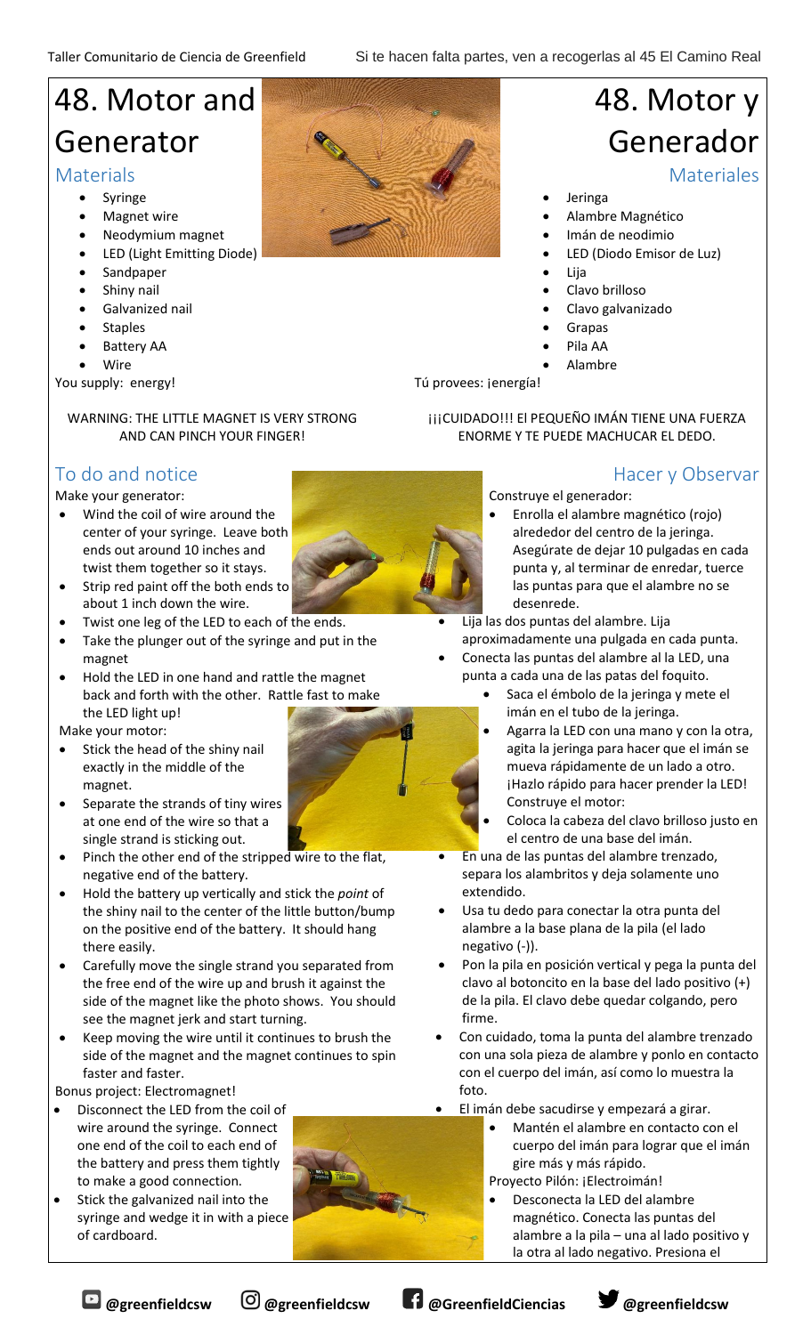# 48. Motor and Generator

## Materials

- Syringe
- Magnet wire
- Neodymium magnet
- LED (Light Emitting Diode)
- Sandpaper
- Shiny nail
- Galvanized nail
- Staples
- Battery AA
- Wire

You supply: energy!

WARNING: THE LITTLE MAGNET IS VERY STRONG AND CAN PINCH YOUR FINGER!

## To do and notice

Make your generator:

- Wind the coil of wire around the center of your syringe. Leave both ends out around 10 inches and twist them together so it stays.
- Strip red paint off the both ends to about 1 inch down the wire.
- Twist one leg of the LED to each of the ends.
- Take the plunger out of the syringe and put in the magnet
- Hold the LED in one hand and rattle the magnet back and forth with the other. Rattle fast to make the LED light up!

Make your motor:

- Stick the head of the shiny nail exactly in the middle of the magnet.
- Separate the strands of tiny wires at one end of the wire so that a single strand is sticking out.
- Pinch the other end of the stripped wire to the flat, negative end of the battery.
- Hold the battery up vertically and stick the *point* of the shiny nail to the center of the little button/bump on the positive end of the battery. It should hang there easily.
- Carefully move the single strand you separated from the free end of the wire up and brush it against the side of the magnet like the photo shows. You should see the magnet jerk and start turning.
- Keep moving the wire until it continues to brush the side of the magnet and the magnet continues to spin faster and faster.

Bonus project: Electromagnet!

- Disconnect the LED from the coil of wire around the syringe. Connect one end of the coil to each end of the battery and press them tightly to make a good connection.
- Stick the galvanized nail into the syringe and wedge it in with a piece of cardboard.

# 48. Motor y Generador

## Materiales

- Jeringa
- Alambre Magnético
- Imán de neodimio
- LED (Diodo Emisor de Luz)
- Lija
- Clavo brilloso
- Clavo galvanizado
- Grapas
- Pila AA
- Alambre

Tú provees: ¡energía!

¡¡¡CUIDADO!!! El PEQUEÑO IMÁN TIENE UNA FUERZA ENORME Y TE PUEDE MACHUCAR EL DEDO.

## Hacer y Observar

Construye el generador:

- Enrolla el alambre magnético (rojo) alrededor del centro de la jeringa. Asegúrate de dejar 10 pulgadas en cada punta y, al terminar de enredar, tuerce las puntas para que el alambre no se desenrede.
- Lija las dos puntas del alambre. Lija aproximadamente una pulgada en cada punta.
- Conecta las puntas del alambre a la LED, una punta a cada una de las patas del foquito.
- Saca el émbolo de la jeringa y mete el imán en el tubo de la jeringa.
- Agarra la LED con una mano y con la otra, agita la jeringa para hacer que el imán se mueva rápidamente de un lado a otro. ¡Hazlo rápido para hacer prender la LED!

Construye el motor:

- Coloca la cabeza del clavo brilloso justo en el centro de una base del imán.
- En una de las puntas del alambre trenzado, separa los alambritos y deja solamente uno extendido.
- Usa tu dedo para conectar la otra punta del alambre a la base plana de la pila (el lado negativo (-)).
- Pon la pila en posición vertical y pega la punta del clavo al botoncito en la base del lado positivo (+) de la pila. El clavo debe quedar colgando, pero firme.
- Con cuidado, toma la punta del alambre trenzado con una sola pieza de alambre y ponlo en contacto con el cuerpo del imán, así como lo muestra la foto.
- El imán debe sacudirse y empezará a girar.
- Mantén el alambre en contacto con el cuerpo del imán para lograr que el imán gire más y más rápido.

Proyecto Pilón: ¡Electroimán!

- Desconecta la LED del alambre magnético. Conecta las puntas del alambre a la pila – una al lado positivo y la otra al lado negativo. Presiona el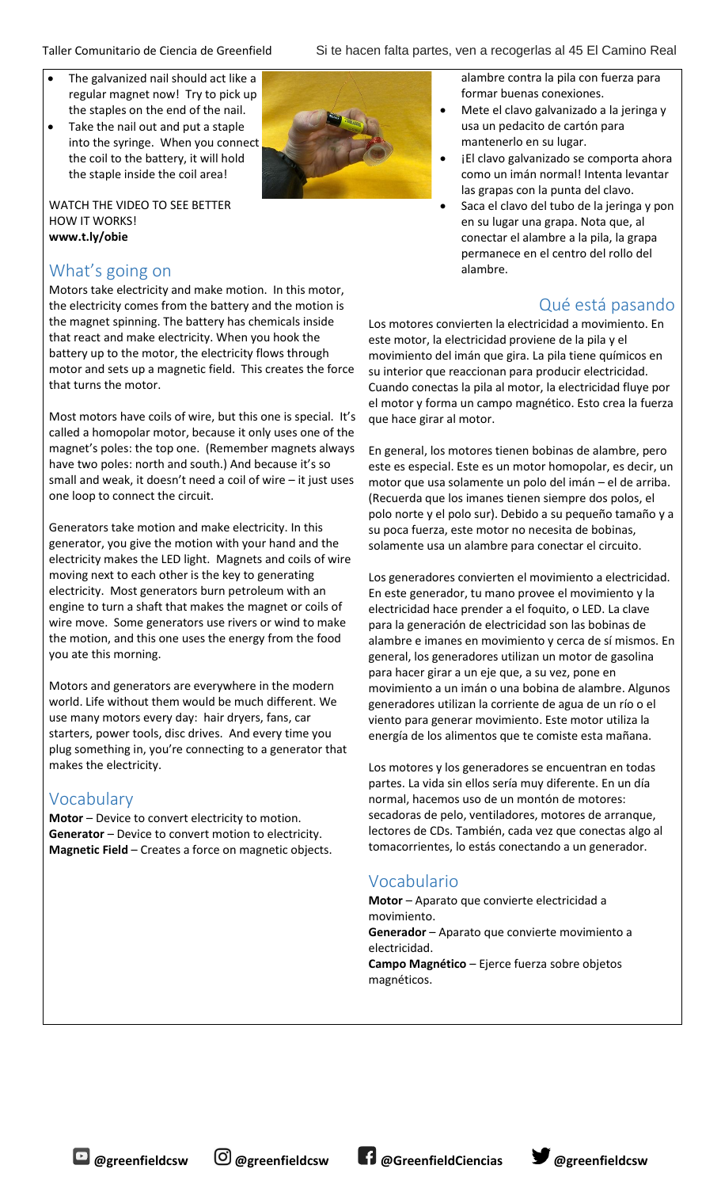- The galvanized nail should act like a regular magnet now! Try to pick up the staples on the end of the nail.
- Take the nail out and put a staple into the syringe. When you connect the coil to the battery, it will hold the staple inside the coil area!

WATCH THE VIDEO TO SEE BETTER HOW IT WORKS!
**www.t.ly/obie**

## What's going on

Motors take electricity and make motion. In this motor, the electricity comes from the battery and the motion is the magnet spinning. The battery has chemicals inside that react and make electricity. When you hook the battery up to the motor, the electricity flows through motor and sets up a magnetic field. This creates the force that turns the motor.

Most motors have coils of wire, but this one is special. It's called a homopolar motor, because it only uses one of the magnet's poles: the top one. (Remember magnets always have two poles: north and south.) And because it's so small and weak, it doesn't need a coil of wire – it just uses one loop to connect the circuit.

Generators take motion and make electricity. In this generator, you give the motion with your hand and the electricity makes the LED light. Magnets and coils of wire moving next to each other is the key to generating electricity. Most generators burn petroleum with an engine to turn a shaft that makes the magnet or coils of wire move. Some generators use rivers or wind to make the motion, and this one uses the energy from the food you ate this morning.

Motors and generators are everywhere in the modern world. Life without them would be much different. We use many motors every day: hair dryers, fans, car starters, power tools, disc drives. And every time you plug something in, you're connecting to a generator that makes the electricity.

## Vocabulary

**Motor** – Device to convert electricity to motion.
**Generator** – Device to convert motion to electricity.
**Magnetic Field** – Creates a force on magnetic objects.

alambre contra la pila con fuerza para formar buenas conexiones.

- Mete el clavo galvanizado a la jeringa y usa un pedacito de cartón para mantenerlo en su lugar.
- ¡El clavo galvanizado se comporta ahora como un imán normal! Intenta levantar las grapas con la punta del clavo.
- Saca el clavo del tubo de la jeringa y pon en su lugar una grapa. Nota que, al conectar el alambre a la pila, la grapa permanece en el centro del rollo del alambre.

## Qué está pasando

Los motores convierten la electricidad a movimiento. En este motor, la electricidad proviene de la pila y el movimiento del imán que gira. La pila tiene químicos en su interior que reaccionan para producir electricidad. Cuando conectas la pila al motor, la electricidad fluye por el motor y forma un campo magnético. Esto crea la fuerza que hace girar al motor.

En general, los motores tienen bobinas de alambre, pero este es especial. Este es un motor homopolar, es decir, un motor que usa solamente un polo del imán – el de arriba. (Recuerda que los imanes tienen siempre dos polos, el polo norte y el polo sur). Debido a su pequeño tamaño y a su poca fuerza, este motor no necesita de bobinas, solamente usa un alambre para conectar el circuito.

Los generadores convierten el movimiento a electricidad. En este generador, tu mano provee el movimiento y la electricidad hace prender a el foquito, o LED. La clave para la generación de electricidad son las bobinas de alambre e imanes en movimiento y cerca de sí mismos. En general, los generadores utilizan un motor de gasolina para hacer girar a un eje que, a su vez, pone en movimiento a un imán o una bobina de alambre. Algunos generadores utilizan la corriente de agua de un río o el viento para generar movimiento. Este motor utiliza la energía de los alimentos que te comiste esta mañana.

Los motores y los generadores se encuentran en todas partes. La vida sin ellos sería muy diferente. En un día normal, hacemos uso de un montón de motores: secadoras de pelo, ventiladores, motores de arranque, lectores de CDs. También, cada vez que conectas algo al tomacorrientes, lo estás conectando a un generador.

## Vocabulario

**Motor** – Aparato que convierte electricidad a movimiento.
**Generador** – Aparato que convierte movimiento a electricidad.
**Campo Magnético** – Ejerce fuerza sobre objetos magnéticos.

**@greenfieldcsw** **@greenfieldcsw** **@GreenfieldCiencias** **@greenfieldcsw**